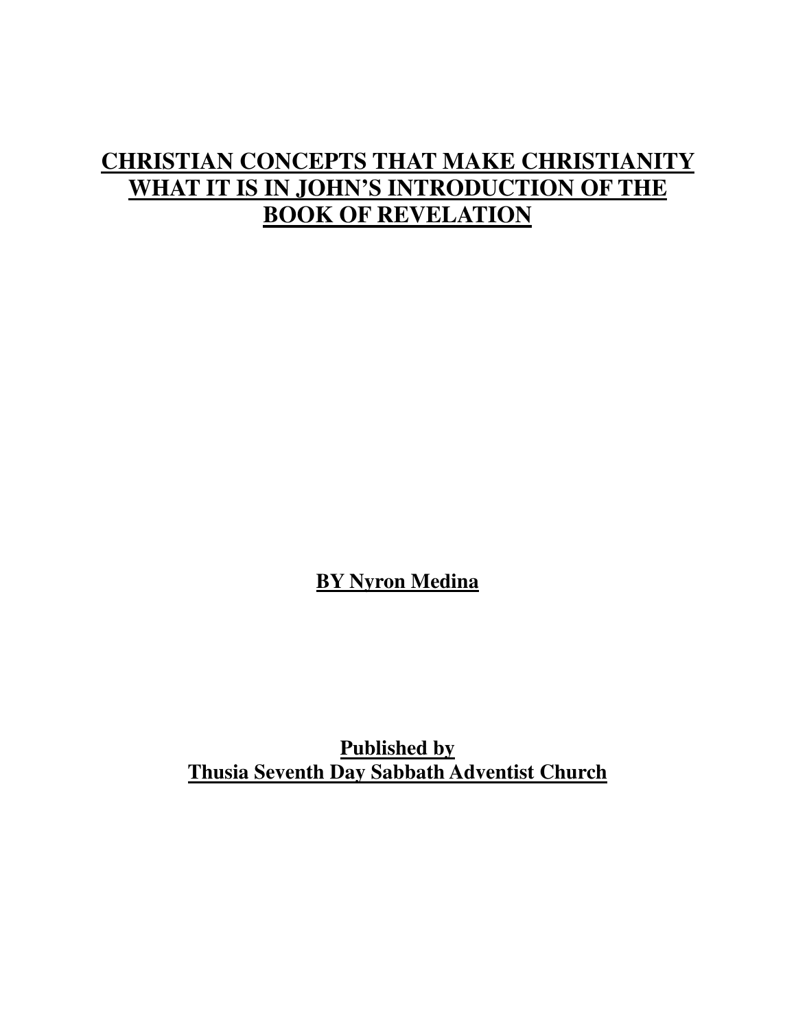# CHRISTIAN CONCEPTS THAT MAKE CHRISTIANITY WHAT IT IS IN JOHN'S INTRODUCTION OF THE BOOK OF REVELATION

**BY Nyron Medina**

**Published by**
**Thusia Seventh Day Sabbath Adventist Church**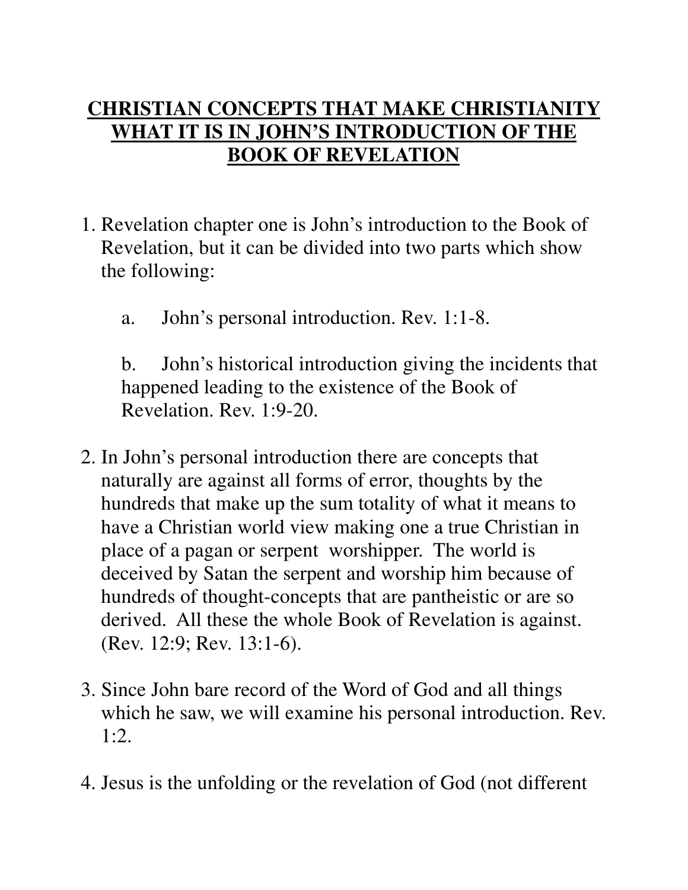# CHRISTIAN CONCEPTS THAT MAKE CHRISTIANITY WHAT IT IS IN JOHN'S INTRODUCTION OF THE BOOK OF REVELATION

1. Revelation chapter one is John's introduction to the Book of Revelation, but it can be divided into two parts which show the following:

   a. John's personal introduction. Rev. 1:1-8.

   b. John's historical introduction giving the incidents that happened leading to the existence of the Book of Revelation. Rev. 1:9-20.

2. In John's personal introduction there are concepts that naturally are against all forms of error, thoughts by the hundreds that make up the sum totality of what it means to have a Christian world view making one a true Christian in place of a pagan or serpent worshipper. The world is deceived by Satan the serpent and worship him because of hundreds of thought-concepts that are pantheistic or are so derived. All these the whole Book of Revelation is against. (Rev. 12:9; Rev. 13:1-6).

3. Since John bare record of the Word of God and all things which he saw, we will examine his personal introduction. Rev. 1:2.

4. Jesus is the unfolding or the revelation of God (not different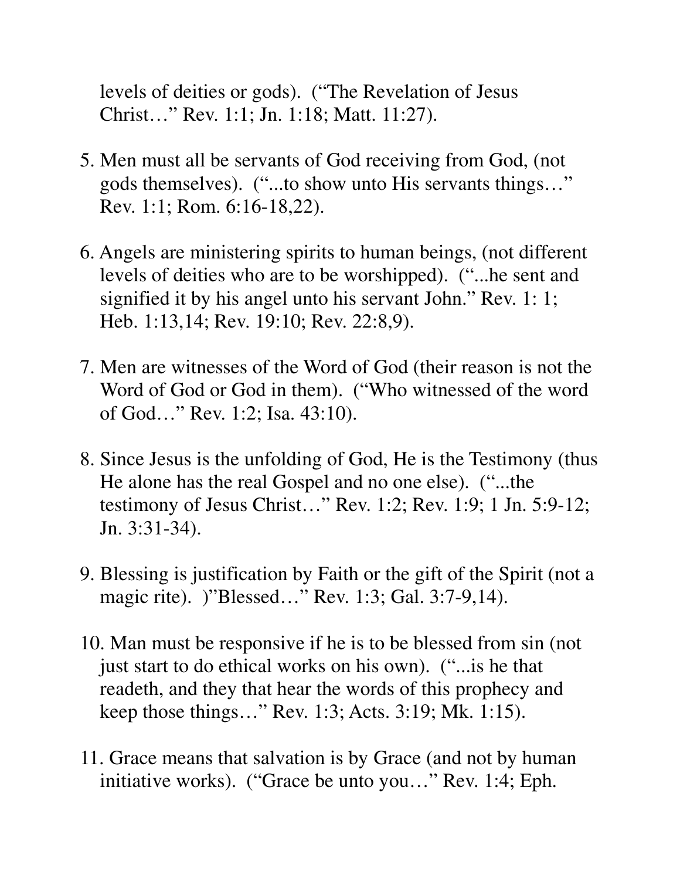levels of deities or gods). ("The Revelation of Jesus Christ…" Rev. 1:1; Jn. 1:18; Matt. 11:27).

5. Men must all be servants of God receiving from God, (not gods themselves). ("...to show unto His servants things…" Rev. 1:1; Rom. 6:16-18,22).

6. Angels are ministering spirits to human beings, (not different levels of deities who are to be worshipped). ("...he sent and signified it by his angel unto his servant John." Rev. 1: 1; Heb. 1:13,14; Rev. 19:10; Rev. 22:8,9).

7. Men are witnesses of the Word of God (their reason is not the Word of God or God in them). ("Who witnessed of the word of God…" Rev. 1:2; Isa. 43:10).

8. Since Jesus is the unfolding of God, He is the Testimony (thus He alone has the real Gospel and no one else). ("...the testimony of Jesus Christ…" Rev. 1:2; Rev. 1:9; 1 Jn. 5:9-12; Jn. 3:31-34).

9. Blessing is justification by Faith or the gift of the Spirit (not a magic rite). )"Blessed…" Rev. 1:3; Gal. 3:7-9,14).

10. Man must be responsive if he is to be blessed from sin (not just start to do ethical works on his own). ("...is he that readeth, and they that hear the words of this prophecy and keep those things…" Rev. 1:3; Acts. 3:19; Mk. 1:15).

11. Grace means that salvation is by Grace (and not by human initiative works). ("Grace be unto you…" Rev. 1:4; Eph.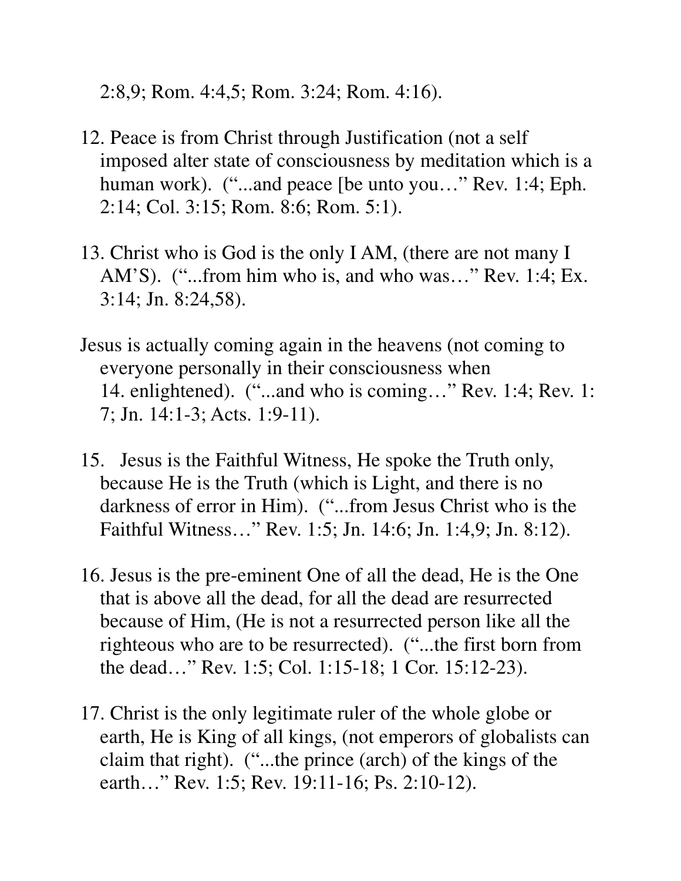2:8,9; Rom. 4:4,5; Rom. 3:24; Rom. 4:16).

12. Peace is from Christ through Justification (not a self imposed alter state of consciousness by meditation which is a human work). ("...and peace [be unto you…" Rev. 1:4; Eph. 2:14; Col. 3:15; Rom. 8:6; Rom. 5:1).

13. Christ who is God is the only I AM, (there are not many I AM'S). ("...from him who is, and who was…" Rev. 1:4; Ex. 3:14; Jn. 8:24,58).

14. Jesus is actually coming again in the heavens (not coming to everyone personally in their consciousness when enlightened). ("...and who is coming…" Rev. 1:4; Rev. 1:7; Jn. 14:1-3; Acts. 1:9-11).

15. Jesus is the Faithful Witness, He spoke the Truth only, because He is the Truth (which is Light, and there is no darkness of error in Him). ("...from Jesus Christ who is the Faithful Witness…" Rev. 1:5; Jn. 14:6; Jn. 1:4,9; Jn. 8:12).

16. Jesus is the pre-eminent One of all the dead, He is the One that is above all the dead, for all the dead are resurrected because of Him, (He is not a resurrected person like all the righteous who are to be resurrected). ("...the first born from the dead…" Rev. 1:5; Col. 1:15-18; 1 Cor. 15:12-23).

17. Christ is the only legitimate ruler of the whole globe or earth, He is King of all kings, (not emperors of globalists can claim that right). ("...the prince (arch) of the kings of the earth…" Rev. 1:5; Rev. 19:11-16; Ps. 2:10-12).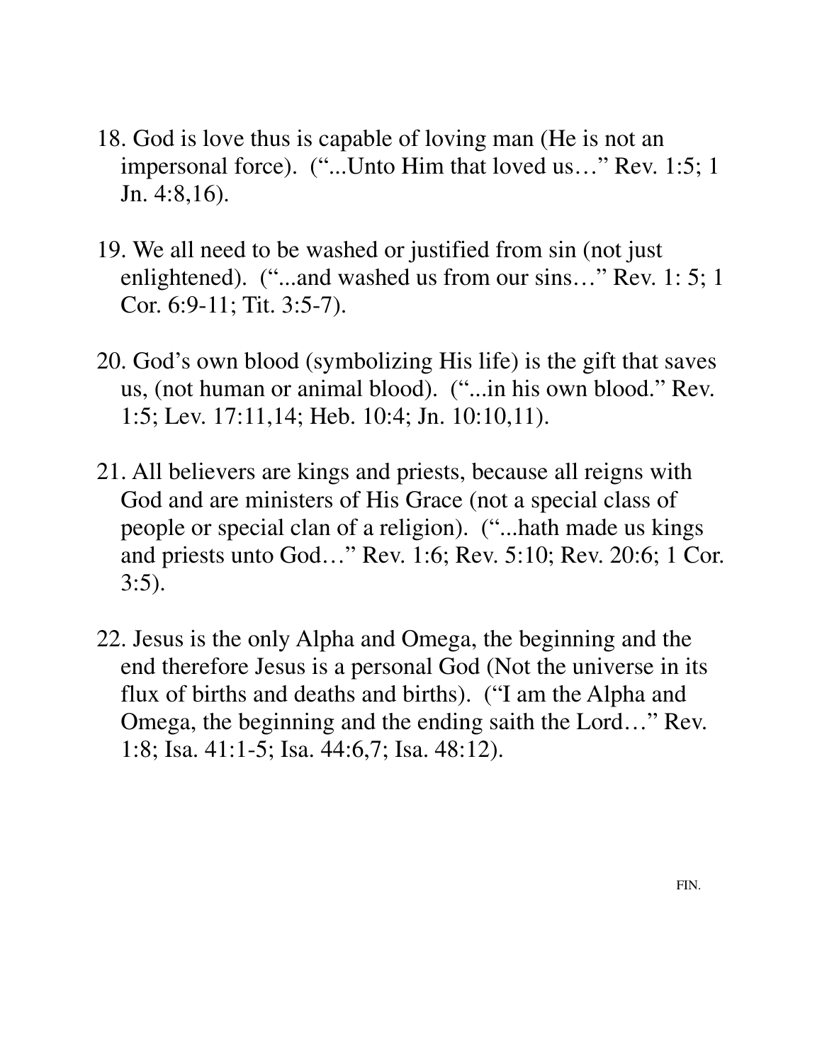18. God is love thus is capable of loving man (He is not an impersonal force). ("...Unto Him that loved us…" Rev. 1:5; 1 Jn. 4:8,16).

19. We all need to be washed or justified from sin (not just enlightened). ("...and washed us from our sins…" Rev. 1: 5; 1 Cor. 6:9-11; Tit. 3:5-7).

20. God's own blood (symbolizing His life) is the gift that saves us, (not human or animal blood). ("...in his own blood." Rev. 1:5; Lev. 17:11,14; Heb. 10:4; Jn. 10:10,11).

21. All believers are kings and priests, because all reigns with God and are ministers of His Grace (not a special class of people or special clan of a religion). ("...hath made us kings and priests unto God…" Rev. 1:6; Rev. 5:10; Rev. 20:6; 1 Cor. 3:5).

22. Jesus is the only Alpha and Omega, the beginning and the end therefore Jesus is a personal God (Not the universe in its flux of births and deaths and births). ("I am the Alpha and Omega, the beginning and the ending saith the Lord…" Rev. 1:8; Isa. 41:1-5; Isa. 44:6,7; Isa. 48:12).

FIN.